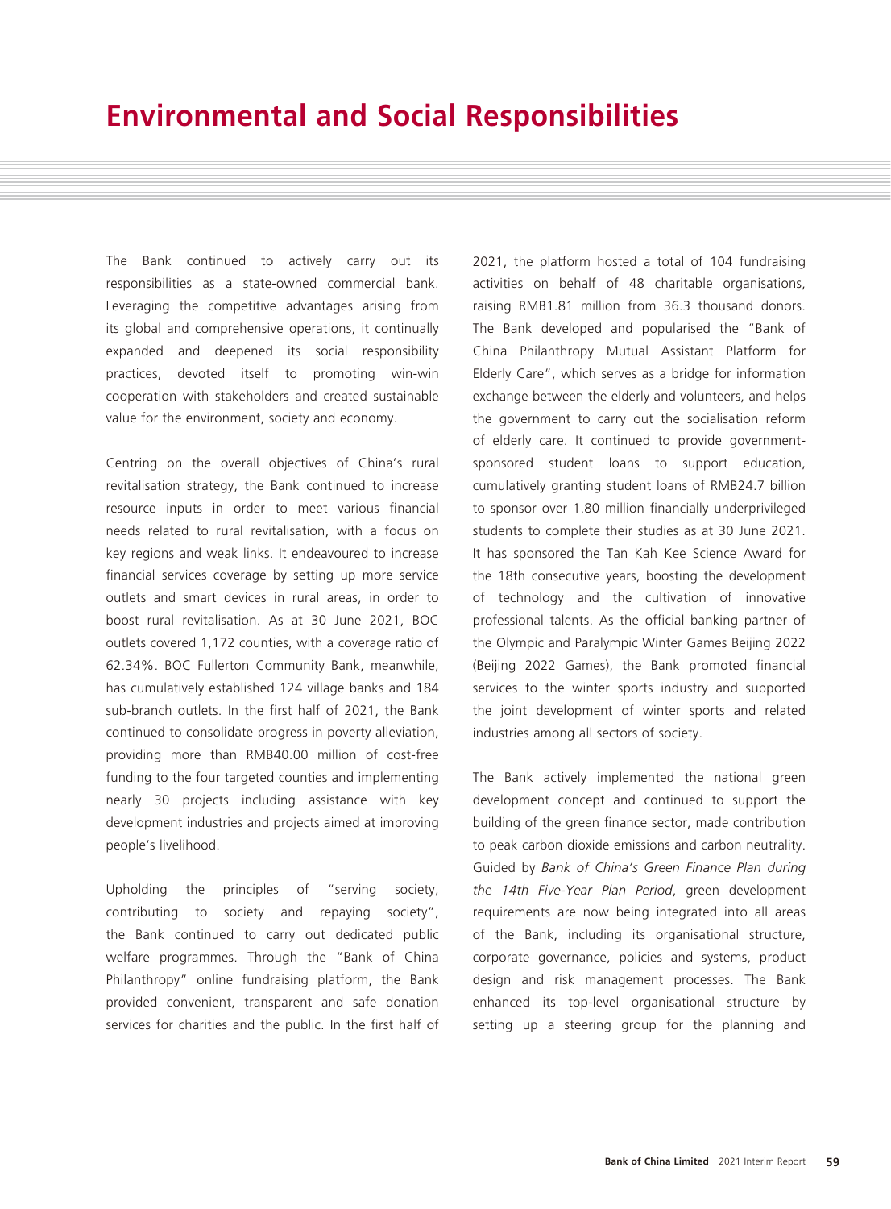# Environmental and Social Responsibilities

The Bank continued to actively carry out its responsibilities as a state-owned commercial bank. Leveraging the competitive advantages arising from its global and comprehensive operations, it continually expanded and deepened its social responsibility practices, devoted itself to promoting win-win cooperation with stakeholders and created sustainable value for the environment, society and economy.

Centring on the overall objectives of China's rural revitalisation strategy, the Bank continued to increase resource inputs in order to meet various financial needs related to rural revitalisation, with a focus on key regions and weak links. It endeavoured to increase financial services coverage by setting up more service outlets and smart devices in rural areas, in order to boost rural revitalisation. As at 30 June 2021, BOC outlets covered 1,172 counties, with a coverage ratio of 62.34%. BOC Fullerton Community Bank, meanwhile, has cumulatively established 124 village banks and 184 sub-branch outlets. In the first half of 2021, the Bank continued to consolidate progress in poverty alleviation, providing more than RMB40.00 million of cost-free funding to the four targeted counties and implementing nearly 30 projects including assistance with key development industries and projects aimed at improving people's livelihood.

Upholding the principles of "serving society, contributing to society and repaying society", the Bank continued to carry out dedicated public welfare programmes. Through the "Bank of China Philanthropy" online fundraising platform, the Bank provided convenient, transparent and safe donation services for charities and the public. In the first half of 2021, the platform hosted a total of 104 fundraising activities on behalf of 48 charitable organisations, raising RMB1.81 million from 36.3 thousand donors. The Bank developed and popularised the "Bank of China Philanthropy Mutual Assistant Platform for Elderly Care", which serves as a bridge for information exchange between the elderly and volunteers, and helps the government to carry out the socialisation reform of elderly care. It continued to provide government-sponsored student loans to support education, cumulatively granting student loans of RMB24.7 billion to sponsor over 1.80 million financially underprivileged students to complete their studies as at 30 June 2021. It has sponsored the Tan Kah Kee Science Award for the 18th consecutive years, boosting the development of technology and the cultivation of innovative professional talents. As the official banking partner of the Olympic and Paralympic Winter Games Beijing 2022 (Beijing 2022 Games), the Bank promoted financial services to the winter sports industry and supported the joint development of winter sports and related industries among all sectors of society.

The Bank actively implemented the national green development concept and continued to support the building of the green finance sector, made contribution to peak carbon dioxide emissions and carbon neutrality. Guided by *Bank of China's Green Finance Plan during the 14th Five-Year Plan Period*, green development requirements are now being integrated into all areas of the Bank, including its organisational structure, corporate governance, policies and systems, product design and risk management processes. The Bank enhanced its top-level organisational structure by setting up a steering group for the planning and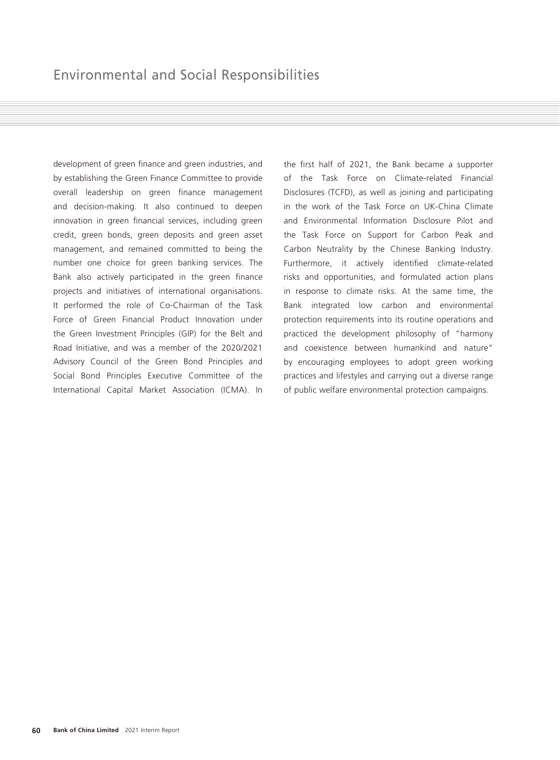development of green finance and green industries, and by establishing the Green Finance Committee to provide overall leadership on green finance management and decision-making. It also continued to deepen innovation in green financial services, including green credit, green bonds, green deposits and green asset management, and remained committed to being the number one choice for green banking services. The Bank also actively participated in the green finance projects and initiatives of international organisations. It performed the role of Co-Chairman of the Task Force of Green Financial Product Innovation under the Green Investment Principles (GIP) for the Belt and Road Initiative, and was a member of the 2020/2021 Advisory Council of the Green Bond Principles and Social Bond Principles Executive Committee of the International Capital Market Association (ICMA). In the first half of 2021, the Bank became a supporter of the Task Force on Climate-related Financial Disclosures (TCFD), as well as joining and participating in the work of the Task Force on UK-China Climate and Environmental Information Disclosure Pilot and the Task Force on Support for Carbon Peak and Carbon Neutrality by the Chinese Banking Industry. Furthermore, it actively identified climate-related risks and opportunities, and formulated action plans in response to climate risks. At the same time, the Bank integrated low carbon and environmental protection requirements into its routine operations and practiced the development philosophy of "harmony and coexistence between humankind and nature" by encouraging employees to adopt green working practices and lifestyles and carrying out a diverse range of public welfare environmental protection campaigns.